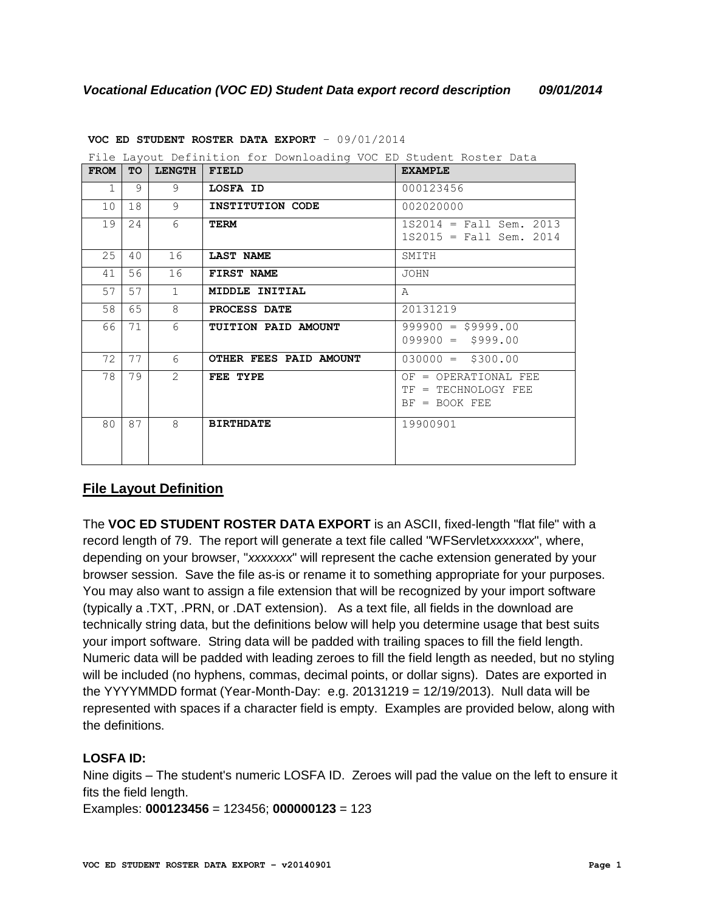### *Vocational Education (VOC ED) Student Data export record description 09/01/2014*

**VOC ED STUDENT ROSTER DATA EXPORT** – 09/01/2014

File Layout Definition for Downloading VOC ED Student Roster Data

| FROM | TO | LENGTH | FIELD | EXAMPLE |
|---|---|---|---|---|
| 1 | 9 | 9 | **LOSFA ID** | 000123456 |
| 10 | 18 | 9 | **INSTITUTION CODE** | 002020000 |
| 19 | 24 | 6 | **TERM** | 1S2014 = Fall Sem. 2013<br>1S2015 = Fall Sem. 2014 |
| 25 | 40 | 16 | **LAST NAME** | SMITH |
| 41 | 56 | 16 | **FIRST NAME** | JOHN |
| 57 | 57 | 1 | **MIDDLE INITIAL** | A |
| 58 | 65 | 8 | **PROCESS DATE** | 20131219 |
| 66 | 71 | 6 | **TUITION PAID AMOUNT** | 999900 = $9999.00<br>099900 = $999.00 |
| 72 | 77 | 6 | **OTHER FEES PAID AMOUNT** | 030000 = $300.00 |
| 78 | 79 | 2 | **FEE TYPE** | OF = OPERATIONAL FEE<br>TF = TECHNOLOGY FEE<br>BF = BOOK FEE |
| 80 | 87 | 8 | **BIRTHDATE** | 19900901 |

## File Layout Definition

The **VOC ED STUDENT ROSTER DATA EXPORT** is an ASCII, fixed-length "flat file" with a record length of 79. The report will generate a text file called "WFServlet*xxxxxxx*", where, depending on your browser, "*xxxxxxx*" will represent the cache extension generated by your browser session. Save the file as-is or rename it to something appropriate for your purposes. You may also want to assign a file extension that will be recognized by your import software (typically a .TXT, .PRN, or .DAT extension). As a text file, all fields in the download are technically string data, but the definitions below will help you determine usage that best suits your import software. String data will be padded with trailing spaces to fill the field length. Numeric data will be padded with leading zeroes to fill the field length as needed, but no styling will be included (no hyphens, commas, decimal points, or dollar signs). Dates are exported in the YYYYMMDD format (Year-Month-Day: e.g. 20131219 = 12/19/2013). Null data will be represented with spaces if a character field is empty. Examples are provided below, along with the definitions.

**LOSFA ID:**

Nine digits – The student's numeric LOSFA ID. Zeroes will pad the value on the left to ensure it fits the field length.

Examples: **000123456** = 123456; **000000123** = 123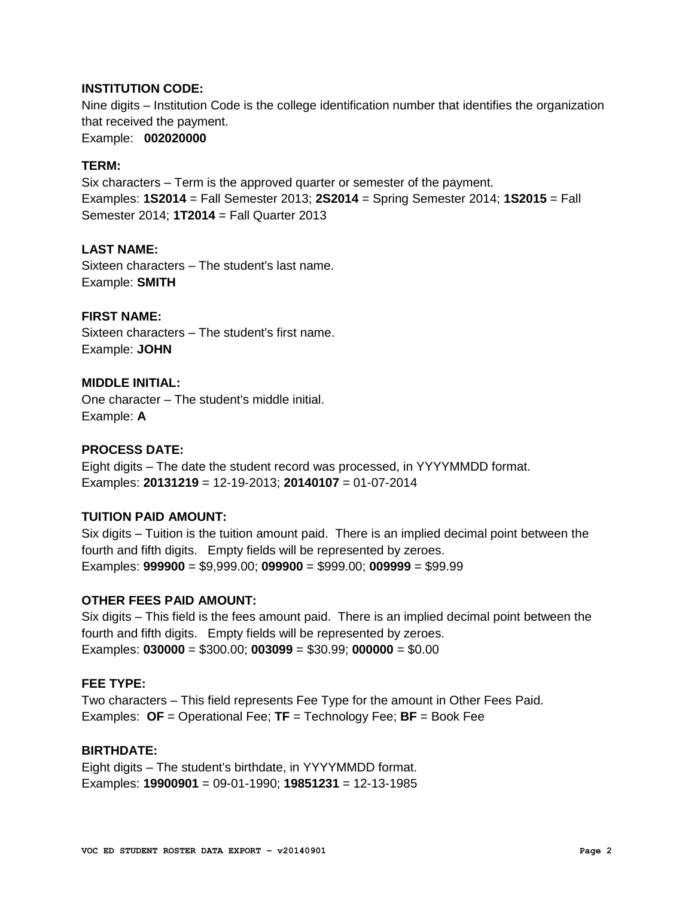**INSTITUTION CODE:**
Nine digits – Institution Code is the college identification number that identifies the organization that received the payment.
Example: **002020000**

**TERM:**
Six characters – Term is the approved quarter or semester of the payment.
Examples: **1S2014** = Fall Semester 2013; **2S2014** = Spring Semester 2014; **1S2015** = Fall Semester 2014; **1T2014** = Fall Quarter 2013

**LAST NAME:**
Sixteen characters – The student's last name.
Example: **SMITH**

**FIRST NAME:**
Sixteen characters – The student's first name.
Example: **JOHN**

**MIDDLE INITIAL:**
One character – The student's middle initial.
Example: **A**

**PROCESS DATE:**
Eight digits – The date the student record was processed, in YYYYMMDD format.
Examples: **20131219** = 12-19-2013; **20140107** = 01-07-2014

**TUITION PAID AMOUNT:**
Six digits – Tuition is the tuition amount paid. There is an implied decimal point between the fourth and fifth digits. Empty fields will be represented by zeroes.
Examples: **999900** = $9,999.00; **099900** = $999.00; **009999** = $99.99

**OTHER FEES PAID AMOUNT:**
Six digits – This field is the fees amount paid. There is an implied decimal point between the fourth and fifth digits. Empty fields will be represented by zeroes.
Examples: **030000** = $300.00; **003099** = $30.99; **000000** = $0.00

**FEE TYPE:**
Two characters – This field represents Fee Type for the amount in Other Fees Paid.
Examples: **OF** = Operational Fee; **TF** = Technology Fee; **BF** = Book Fee

**BIRTHDATE:**
Eight digits – The student's birthdate, in YYYYMMDD format.
Examples: **19900901** = 09-01-1990; **19851231** = 12-13-1985